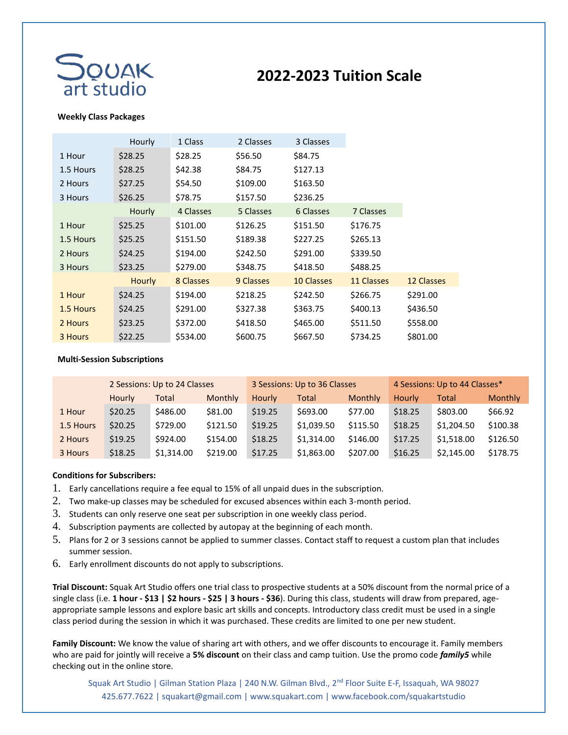Squak art studio

# 2022-2023 Tuition Scale

**Weekly Class Packages**

| | Hourly | 1 Class | 2 Classes | 3 Classes | | |
|---|---|---|---|---|---|---|
| 1 Hour | $28.25 | $28.25 | $56.50 | $84.75 | | |
| 1.5 Hours | $28.25 | $42.38 | $84.75 | $127.13 | | |
| 2 Hours | $27.25 | $54.50 | $109.00 | $163.50 | | |
| 3 Hours | $26.25 | $78.75 | $157.50 | $236.25 | | |
| | Hourly | 4 Classes | 5 Classes | 6 Classes | 7 Classes | |
| 1 Hour | $25.25 | $101.00 | $126.25 | $151.50 | $176.75 | |
| 1.5 Hours | $25.25 | $151.50 | $189.38 | $227.25 | $265.13 | |
| 2 Hours | $24.25 | $194.00 | $242.50 | $291.00 | $339.50 | |
| 3 Hours | $23.25 | $279.00 | $348.75 | $418.50 | $488.25 | |
| | Hourly | 8 Classes | 9 Classes | 10 Classes | 11 Classes | 12 Classes |
| 1 Hour | $24.25 | $194.00 | $218.25 | $242.50 | $266.75 | $291.00 |
| 1.5 Hours | $24.25 | $291.00 | $327.38 | $363.75 | $400.13 | $436.50 |
| 2 Hours | $23.25 | $372.00 | $418.50 | $465.00 | $511.50 | $558.00 |
| 3 Hours | $22.25 | $534.00 | $600.75 | $667.50 | $734.25 | $801.00 |

**Multi-Session Subscriptions**

| | 2 Sessions: Up to 24 Classes | | | 3 Sessions: Up to 36 Classes | | | 4 Sessions: Up to 44 Classes* | | |
|---|---|---|---|---|---|---|---|---|---|
| | Hourly | Total | Monthly | Hourly | Total | Monthly | Hourly | Total | Monthly |
| 1 Hour | $20.25 | $486.00 | $81.00 | $19.25 | $693.00 | $77.00 | $18.25 | $803.00 | $66.92 |
| 1.5 Hours | $20.25 | $729.00 | $121.50 | $19.25 | $1,039.50 | $115.50 | $18.25 | $1,204.50 | $100.38 |
| 2 Hours | $19.25 | $924.00 | $154.00 | $18.25 | $1,314.00 | $146.00 | $17.25 | $1,518.00 | $126.50 |
| 3 Hours | $18.25 | $1,314.00 | $219.00 | $17.25 | $1,863.00 | $207.00 | $16.25 | $2,145.00 | $178.75 |

**Conditions for Subscribers:**

1. Early cancellations require a fee equal to 15% of all unpaid dues in the subscription.
2. Two make-up classes may be scheduled for excused absences within each 3-month period.
3. Students can only reserve one seat per subscription in one weekly class period.
4. Subscription payments are collected by autopay at the beginning of each month.
5. Plans for 2 or 3 sessions cannot be applied to summer classes. Contact staff to request a custom plan that includes summer session.
6. Early enrollment discounts do not apply to subscriptions.

**Trial Discount:** Squak Art Studio offers one trial class to prospective students at a 50% discount from the normal price of a single class (i.e. **1 hour - $13 | $2 hours - $25 | 3 hours - $36**). During this class, students will draw from prepared, age-appropriate sample lessons and explore basic art skills and concepts. Introductory class credit must be used in a single class period during the session in which it was purchased. These credits are limited to one per new student.

**Family Discount:** We know the value of sharing art with others, and we offer discounts to encourage it. Family members who are paid for jointly will receive a **5% discount** on their class and camp tuition. Use the promo code ***family5*** while checking out in the online store.

Squak Art Studio | Gilman Station Plaza | 240 N.W. Gilman Blvd., 2nd Floor Suite E-F, Issaquah, WA 98027
425.677.7622 | squakart@gmail.com | www.squakart.com | www.facebook.com/squakartstudio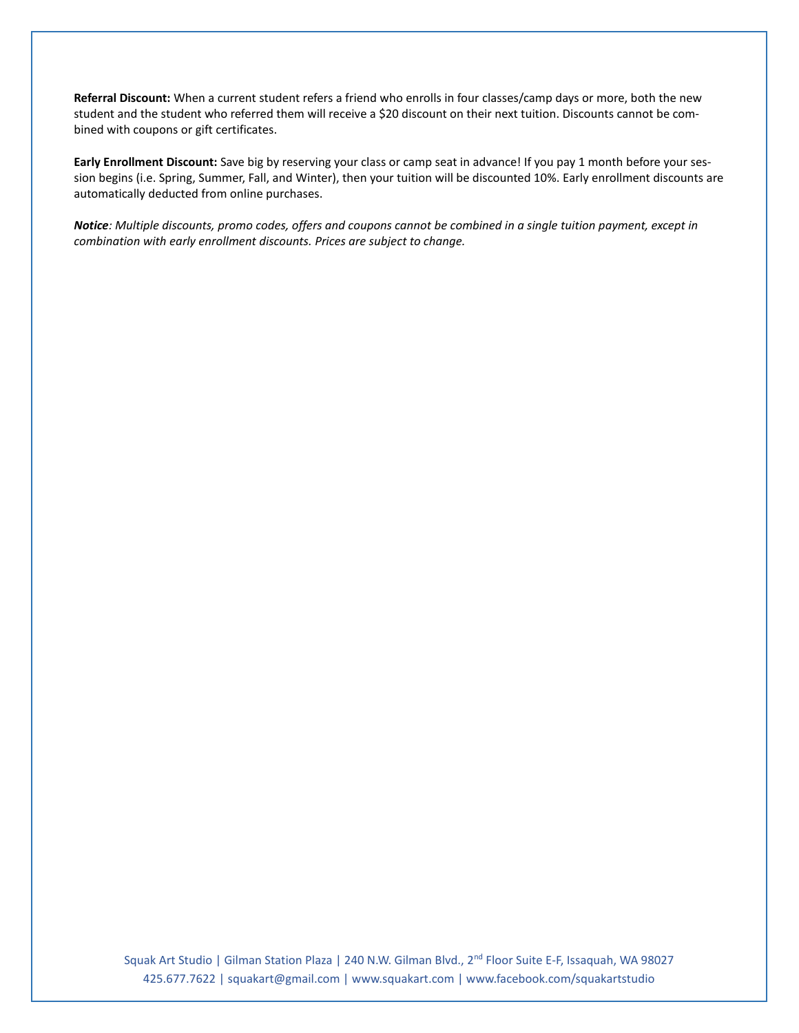**Referral Discount:** When a current student refers a friend who enrolls in four classes/camp days or more, both the new student and the student who referred them will receive a $20 discount on their next tuition. Discounts cannot be combined with coupons or gift certificates.

**Early Enrollment Discount:** Save big by reserving your class or camp seat in advance! If you pay 1 month before your session begins (i.e. Spring, Summer, Fall, and Winter), then your tuition will be discounted 10%. Early enrollment discounts are automatically deducted from online purchases.

***Notice****: Multiple discounts, promo codes, offers and coupons cannot be combined in a single tuition payment, except in combination with early enrollment discounts. Prices are subject to change.*